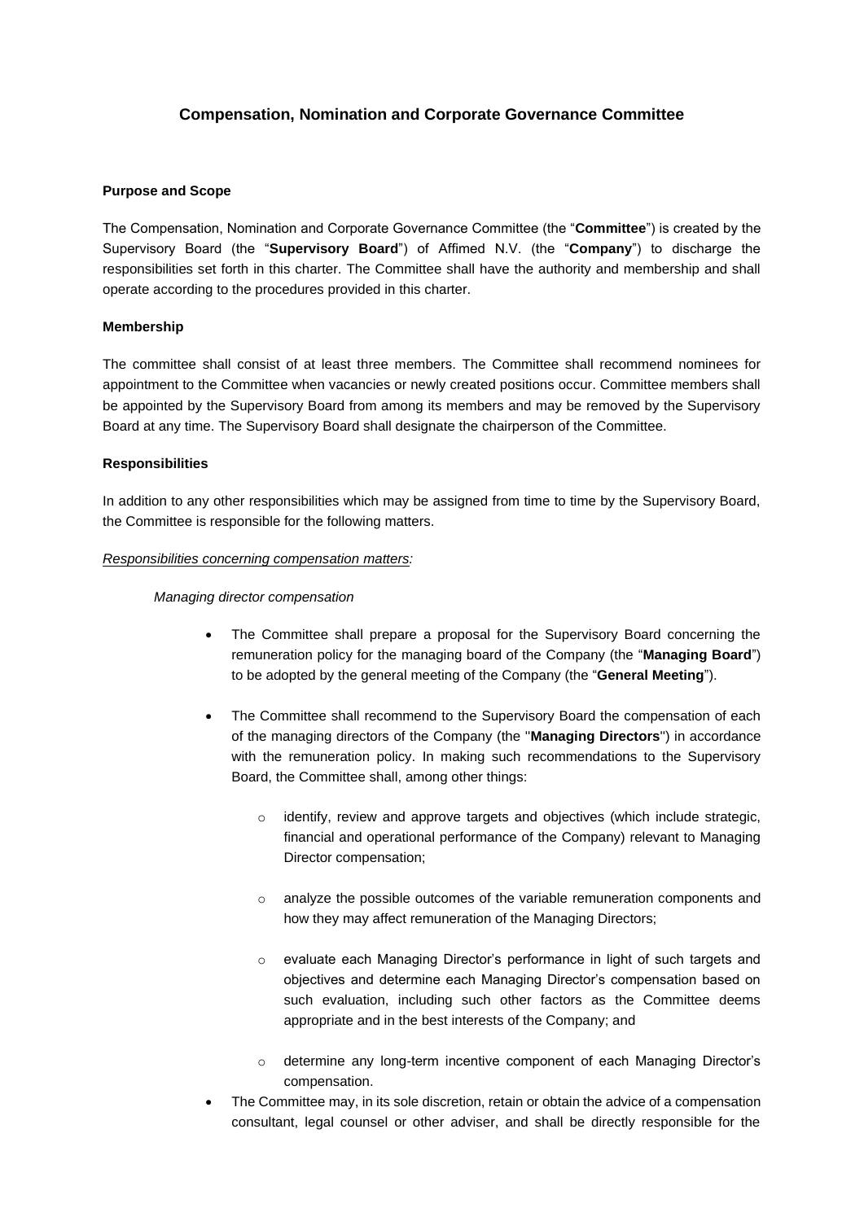## Compensation, Nomination and Corporate Governance Committee

**Purpose and Scope**

The Compensation, Nomination and Corporate Governance Committee (the "**Committee**") is created by the Supervisory Board (the "**Supervisory Board**") of Affimed N.V. (the "**Company**") to discharge the responsibilities set forth in this charter. The Committee shall have the authority and membership and shall operate according to the procedures provided in this charter.

**Membership**

The committee shall consist of at least three members. The Committee shall recommend nominees for appointment to the Committee when vacancies or newly created positions occur. Committee members shall be appointed by the Supervisory Board from among its members and may be removed by the Supervisory Board at any time. The Supervisory Board shall designate the chairperson of the Committee.

**Responsibilities**

In addition to any other responsibilities which may be assigned from time to time by the Supervisory Board, the Committee is responsible for the following matters.

*Responsibilities concerning compensation matters:*

*Managing director compensation*

- The Committee shall prepare a proposal for the Supervisory Board concerning the remuneration policy for the managing board of the Company (the "**Managing Board**") to be adopted by the general meeting of the Company (the "**General Meeting**").
- The Committee shall recommend to the Supervisory Board the compensation of each of the managing directors of the Company (the "**Managing Directors**") in accordance with the remuneration policy. In making such recommendations to the Supervisory Board, the Committee shall, among other things:
  - identify, review and approve targets and objectives (which include strategic, financial and operational performance of the Company) relevant to Managing Director compensation;
  - analyze the possible outcomes of the variable remuneration components and how they may affect remuneration of the Managing Directors;
  - evaluate each Managing Director's performance in light of such targets and objectives and determine each Managing Director's compensation based on such evaluation, including such other factors as the Committee deems appropriate and in the best interests of the Company; and
  - determine any long-term incentive component of each Managing Director's compensation.
- The Committee may, in its sole discretion, retain or obtain the advice of a compensation consultant, legal counsel or other adviser, and shall be directly responsible for the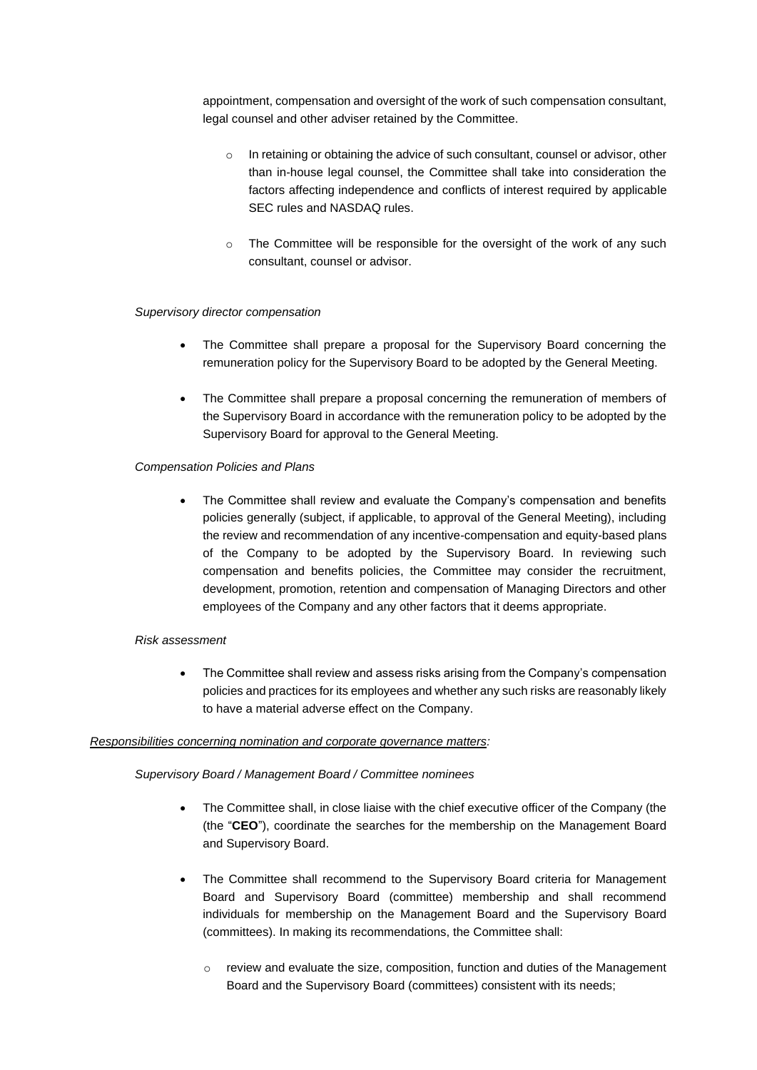appointment, compensation and oversight of the work of such compensation consultant, legal counsel and other adviser retained by the Committee.

- In retaining or obtaining the advice of such consultant, counsel or advisor, other than in-house legal counsel, the Committee shall take into consideration the factors affecting independence and conflicts of interest required by applicable SEC rules and NASDAQ rules.
- The Committee will be responsible for the oversight of the work of any such consultant, counsel or advisor.

*Supervisory director compensation*

- The Committee shall prepare a proposal for the Supervisory Board concerning the remuneration policy for the Supervisory Board to be adopted by the General Meeting.
- The Committee shall prepare a proposal concerning the remuneration of members of the Supervisory Board in accordance with the remuneration policy to be adopted by the Supervisory Board for approval to the General Meeting.

*Compensation Policies and Plans*

- The Committee shall review and evaluate the Company's compensation and benefits policies generally (subject, if applicable, to approval of the General Meeting), including the review and recommendation of any incentive-compensation and equity-based plans of the Company to be adopted by the Supervisory Board. In reviewing such compensation and benefits policies, the Committee may consider the recruitment, development, promotion, retention and compensation of Managing Directors and other employees of the Company and any other factors that it deems appropriate.

*Risk assessment*

- The Committee shall review and assess risks arising from the Company's compensation policies and practices for its employees and whether any such risks are reasonably likely to have a material adverse effect on the Company.

<u>Responsibilities concerning nomination and corporate governance matters</u>*:*

*Supervisory Board / Management Board / Committee nominees*

- The Committee shall, in close liaise with the chief executive officer of the Company (the (the "**CEO**"), coordinate the searches for the membership on the Management Board and Supervisory Board.
- The Committee shall recommend to the Supervisory Board criteria for Management Board and Supervisory Board (committee) membership and shall recommend individuals for membership on the Management Board and the Supervisory Board (committees). In making its recommendations, the Committee shall:
  - review and evaluate the size, composition, function and duties of the Management Board and the Supervisory Board (committees) consistent with its needs;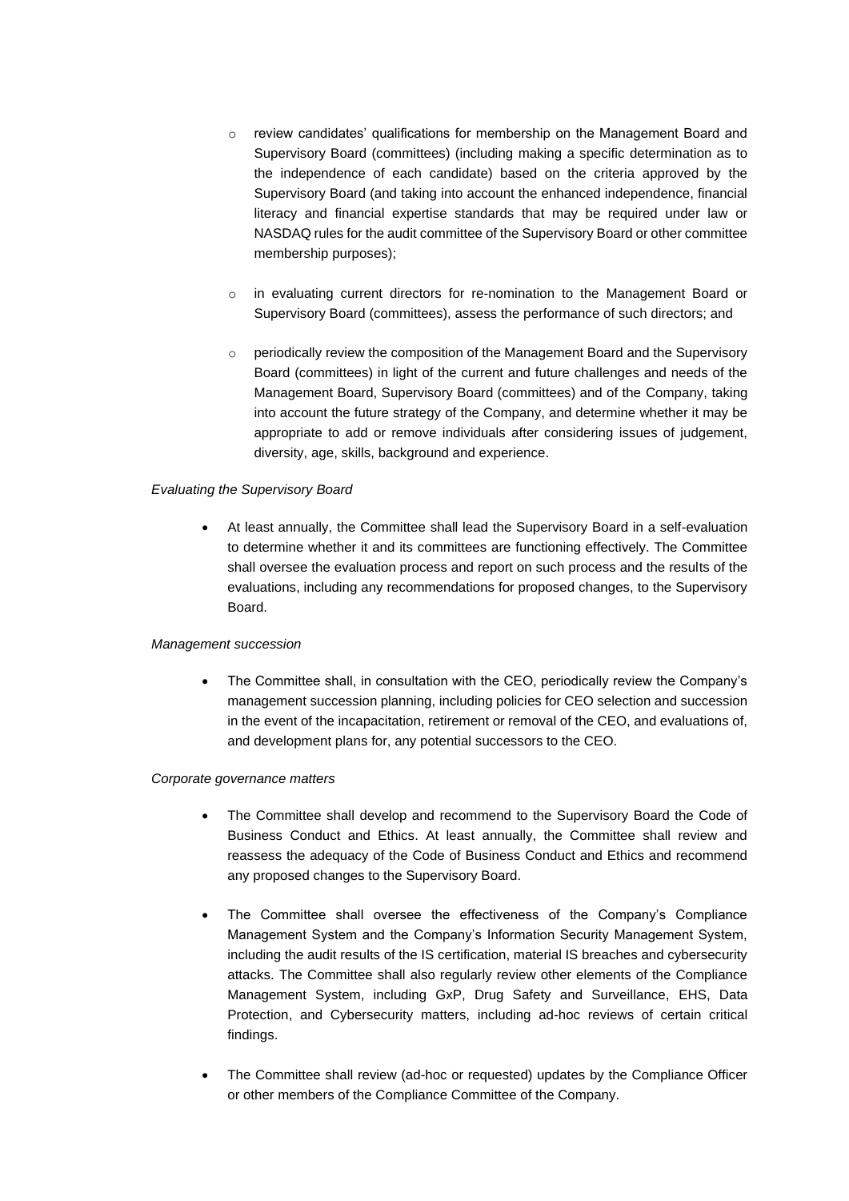- review candidates' qualifications for membership on the Management Board and Supervisory Board (committees) (including making a specific determination as to the independence of each candidate) based on the criteria approved by the Supervisory Board (and taking into account the enhanced independence, financial literacy and financial expertise standards that may be required under law or NASDAQ rules for the audit committee of the Supervisory Board or other committee membership purposes);

  - in evaluating current directors for re-nomination to the Management Board or Supervisory Board (committees), assess the performance of such directors; and

  - periodically review the composition of the Management Board and the Supervisory Board (committees) in light of the current and future challenges and needs of the Management Board, Supervisory Board (committees) and of the Company, taking into account the future strategy of the Company, and determine whether it may be appropriate to add or remove individuals after considering issues of judgement, diversity, age, skills, background and experience.

*Evaluating the Supervisory Board*

- At least annually, the Committee shall lead the Supervisory Board in a self-evaluation to determine whether it and its committees are functioning effectively. The Committee shall oversee the evaluation process and report on such process and the results of the evaluations, including any recommendations for proposed changes, to the Supervisory Board.

*Management succession*

- The Committee shall, in consultation with the CEO, periodically review the Company's management succession planning, including policies for CEO selection and succession in the event of the incapacitation, retirement or removal of the CEO, and evaluations of, and development plans for, any potential successors to the CEO.

*Corporate governance matters*

- The Committee shall develop and recommend to the Supervisory Board the Code of Business Conduct and Ethics. At least annually, the Committee shall review and reassess the adequacy of the Code of Business Conduct and Ethics and recommend any proposed changes to the Supervisory Board.

- The Committee shall oversee the effectiveness of the Company's Compliance Management System and the Company's Information Security Management System, including the audit results of the IS certification, material IS breaches and cybersecurity attacks. The Committee shall also regularly review other elements of the Compliance Management System, including GxP, Drug Safety and Surveillance, EHS, Data Protection, and Cybersecurity matters, including ad-hoc reviews of certain critical findings.

- The Committee shall review (ad-hoc or requested) updates by the Compliance Officer or other members of the Compliance Committee of the Company.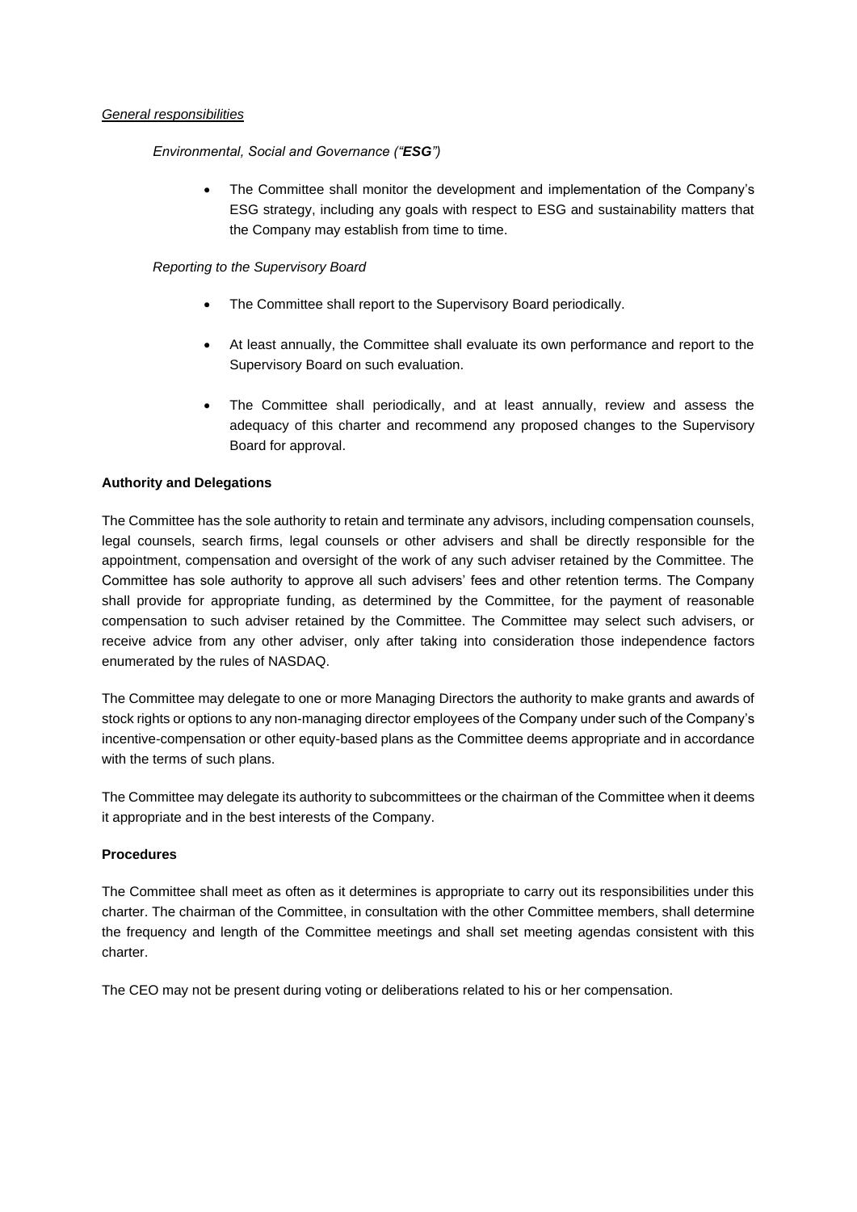*General responsibilities*

*Environmental, Social and Governance ("**ESG**")*

- The Committee shall monitor the development and implementation of the Company's ESG strategy, including any goals with respect to ESG and sustainability matters that the Company may establish from time to time.

*Reporting to the Supervisory Board*

- The Committee shall report to the Supervisory Board periodically.
- At least annually, the Committee shall evaluate its own performance and report to the Supervisory Board on such evaluation.
- The Committee shall periodically, and at least annually, review and assess the adequacy of this charter and recommend any proposed changes to the Supervisory Board for approval.

**Authority and Delegations**

The Committee has the sole authority to retain and terminate any advisors, including compensation counsels, legal counsels, search firms, legal counsels or other advisers and shall be directly responsible for the appointment, compensation and oversight of the work of any such adviser retained by the Committee. The Committee has sole authority to approve all such advisers' fees and other retention terms. The Company shall provide for appropriate funding, as determined by the Committee, for the payment of reasonable compensation to such adviser retained by the Committee. The Committee may select such advisers, or receive advice from any other adviser, only after taking into consideration those independence factors enumerated by the rules of NASDAQ.

The Committee may delegate to one or more Managing Directors the authority to make grants and awards of stock rights or options to any non-managing director employees of the Company under such of the Company's incentive-compensation or other equity-based plans as the Committee deems appropriate and in accordance with the terms of such plans.

The Committee may delegate its authority to subcommittees or the chairman of the Committee when it deems it appropriate and in the best interests of the Company.

**Procedures**

The Committee shall meet as often as it determines is appropriate to carry out its responsibilities under this charter. The chairman of the Committee, in consultation with the other Committee members, shall determine the frequency and length of the Committee meetings and shall set meeting agendas consistent with this charter.

The CEO may not be present during voting or deliberations related to his or her compensation.